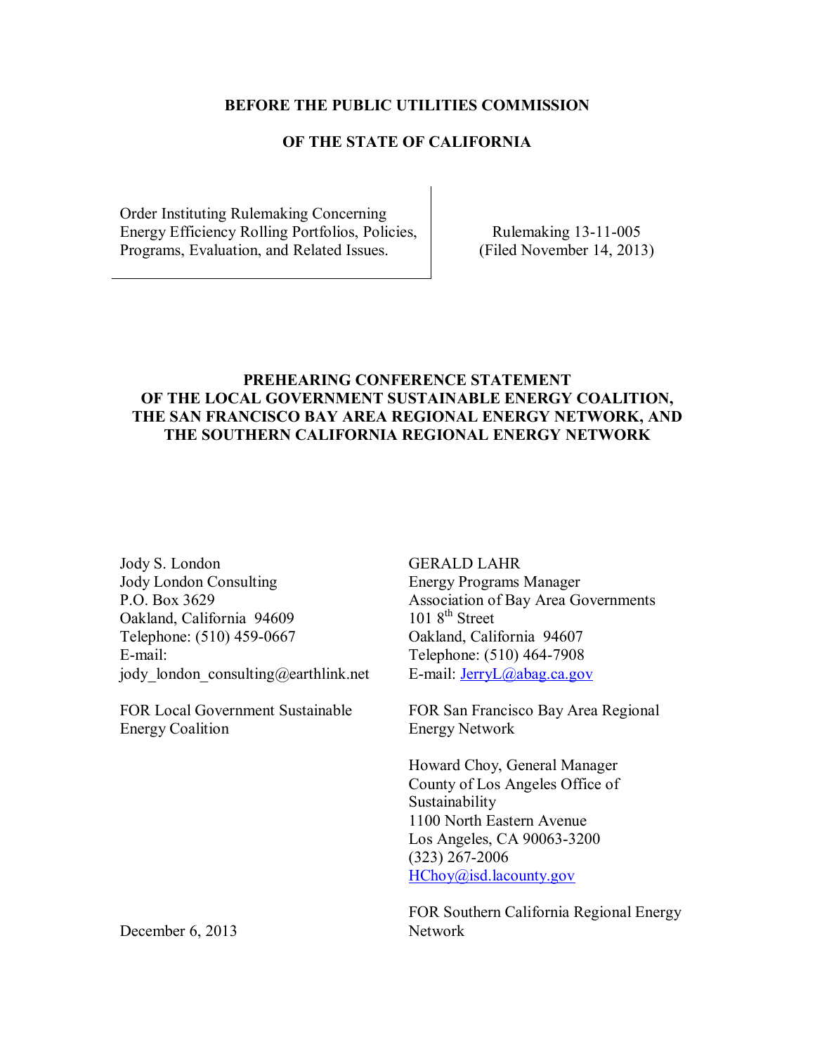**BEFORE THE PUBLIC UTILITIES COMMISSION**

**OF THE STATE OF CALIFORNIA**

| Order Instituting Rulemaking Concerning Energy Efficiency Rolling Portfolios, Policies, Programs, Evaluation, and Related Issues. | Rulemaking 13-11-005 (Filed November 14, 2013) |
| --- | --- |

**PREHEARING CONFERENCE STATEMENT OF THE LOCAL GOVERNMENT SUSTAINABLE ENERGY COALITION, THE SAN FRANCISCO BAY AREA REGIONAL ENERGY NETWORK, AND THE SOUTHERN CALIFORNIA REGIONAL ENERGY NETWORK**

Jody S. London
Jody London Consulting
P.O. Box 3629
Oakland, California 94609
Telephone: (510) 459-0667
E-mail:
jody_london_consulting@earthlink.net

FOR Local Government Sustainable Energy Coalition

GERALD LAHR
Energy Programs Manager
Association of Bay Area Governments
101 8th Street
Oakland, California 94607
Telephone: (510) 464-7908
E-mail: JerryL@abag.ca.gov

FOR San Francisco Bay Area Regional Energy Network

Howard Choy, General Manager
County of Los Angeles Office of Sustainability
1100 North Eastern Avenue
Los Angeles, CA 90063-3200
(323) 267-2006
HChoy@isd.lacounty.gov

FOR Southern California Regional Energy Network

December 6, 2013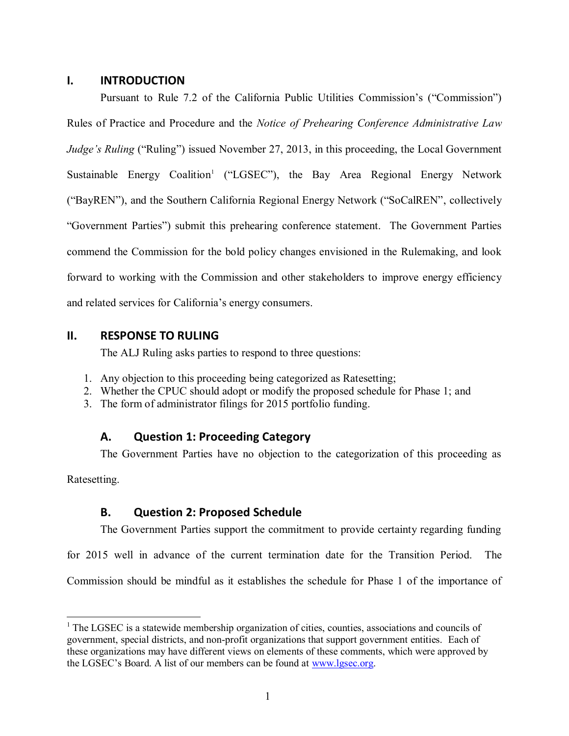## I. INTRODUCTION

Pursuant to Rule 7.2 of the California Public Utilities Commission's ("Commission") Rules of Practice and Procedure and the *Notice of Prehearing Conference Administrative Law Judge's Ruling* ("Ruling") issued November 27, 2013, in this proceeding, the Local Government Sustainable Energy Coalition[1] ("LGSEC"), the Bay Area Regional Energy Network ("BayREN"), and the Southern California Regional Energy Network ("SoCalREN", collectively "Government Parties") submit this prehearing conference statement. The Government Parties commend the Commission for the bold policy changes envisioned in the Rulemaking, and look forward to working with the Commission and other stakeholders to improve energy efficiency and related services for California's energy consumers.

## II. RESPONSE TO RULING

The ALJ Ruling asks parties to respond to three questions:

1. Any objection to this proceeding being categorized as Ratesetting;
2. Whether the CPUC should adopt or modify the proposed schedule for Phase 1; and
3. The form of administrator filings for 2015 portfolio funding.

### A. Question 1: Proceeding Category

The Government Parties have no objection to the categorization of this proceeding as Ratesetting.

### B. Question 2: Proposed Schedule

The Government Parties support the commitment to provide certainty regarding funding for 2015 well in advance of the current termination date for the Transition Period. The Commission should be mindful as it establishes the schedule for Phase 1 of the importance of

---

[1] The LGSEC is a statewide membership organization of cities, counties, associations and councils of government, special districts, and non-profit organizations that support government entities. Each of these organizations may have different views on elements of these comments, which were approved by the LGSEC's Board. A list of our members can be found at www.lgsec.org.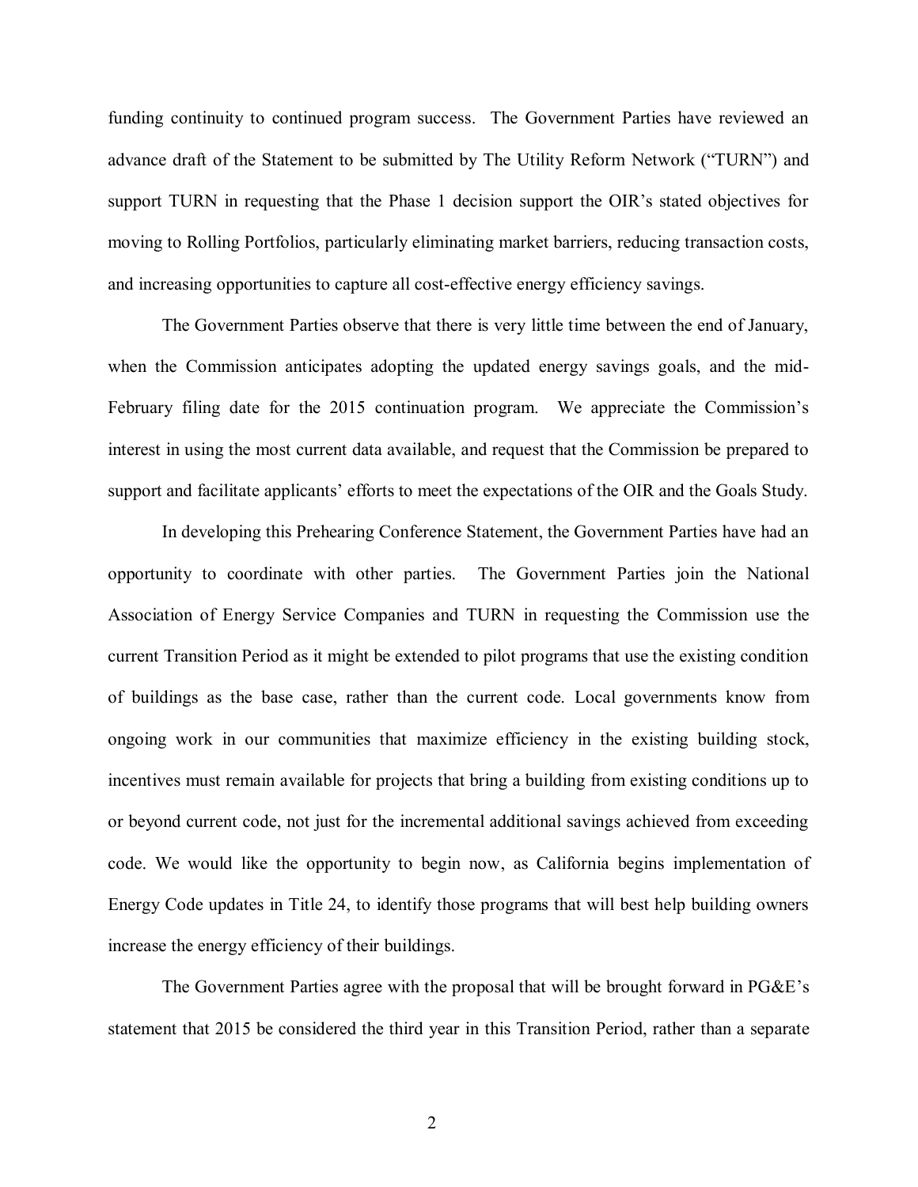funding continuity to continued program success. The Government Parties have reviewed an advance draft of the Statement to be submitted by The Utility Reform Network ("TURN") and support TURN in requesting that the Phase 1 decision support the OIR's stated objectives for moving to Rolling Portfolios, particularly eliminating market barriers, reducing transaction costs, and increasing opportunities to capture all cost-effective energy efficiency savings.

The Government Parties observe that there is very little time between the end of January, when the Commission anticipates adopting the updated energy savings goals, and the mid-February filing date for the 2015 continuation program. We appreciate the Commission's interest in using the most current data available, and request that the Commission be prepared to support and facilitate applicants' efforts to meet the expectations of the OIR and the Goals Study.

In developing this Prehearing Conference Statement, the Government Parties have had an opportunity to coordinate with other parties. The Government Parties join the National Association of Energy Service Companies and TURN in requesting the Commission use the current Transition Period as it might be extended to pilot programs that use the existing condition of buildings as the base case, rather than the current code. Local governments know from ongoing work in our communities that maximize efficiency in the existing building stock, incentives must remain available for projects that bring a building from existing conditions up to or beyond current code, not just for the incremental additional savings achieved from exceeding code. We would like the opportunity to begin now, as California begins implementation of Energy Code updates in Title 24, to identify those programs that will best help building owners increase the energy efficiency of their buildings.

The Government Parties agree with the proposal that will be brought forward in PG&E's statement that 2015 be considered the third year in this Transition Period, rather than a separate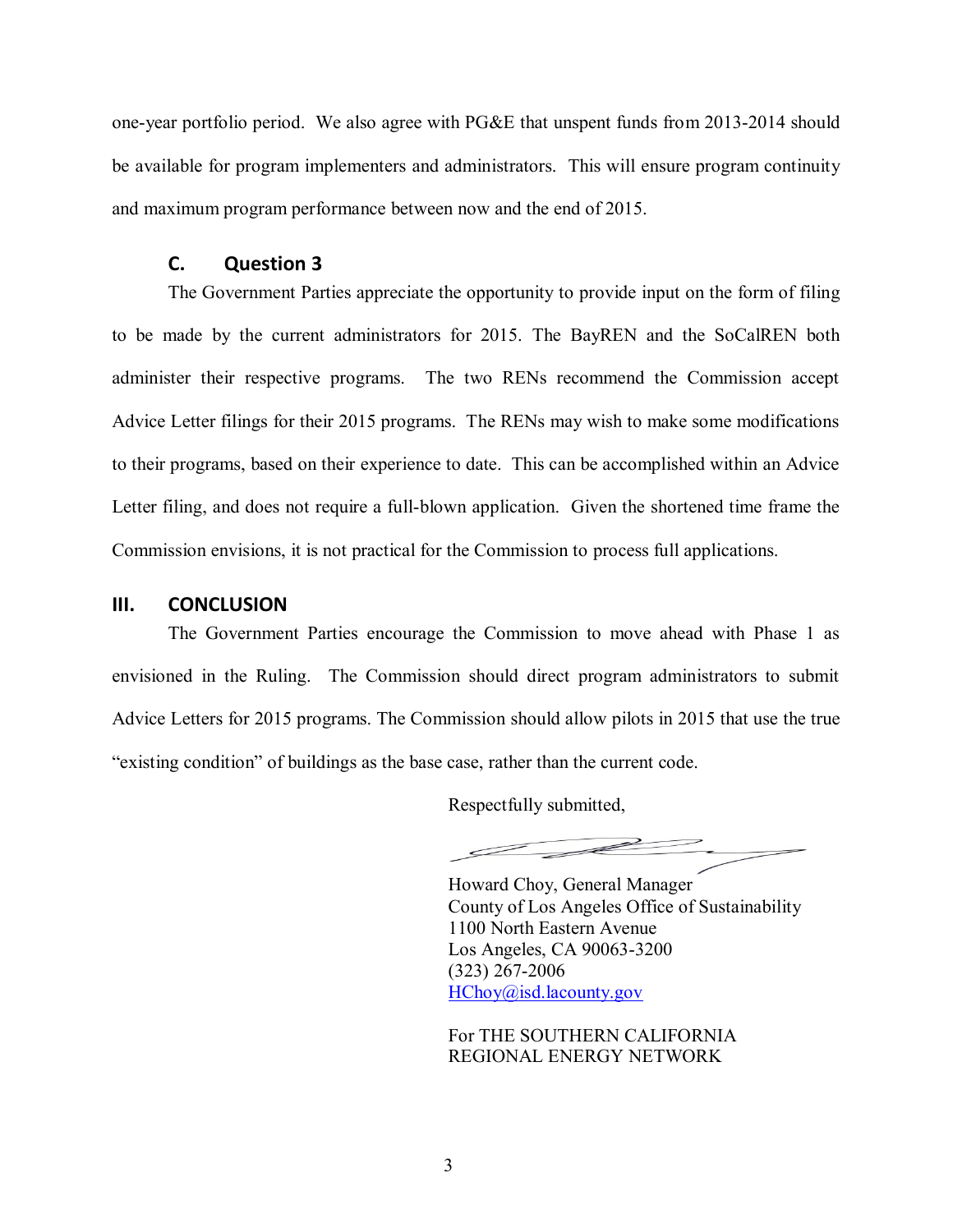one-year portfolio period. We also agree with PG&E that unspent funds from 2013-2014 should be available for program implementers and administrators. This will ensure program continuity and maximum program performance between now and the end of 2015.

### C. Question 3

The Government Parties appreciate the opportunity to provide input on the form of filing to be made by the current administrators for 2015. The BayREN and the SoCalREN both administer their respective programs. The two RENs recommend the Commission accept Advice Letter filings for their 2015 programs. The RENs may wish to make some modifications to their programs, based on their experience to date. This can be accomplished within an Advice Letter filing, and does not require a full-blown application. Given the shortened time frame the Commission envisions, it is not practical for the Commission to process full applications.

## III. CONCLUSION

The Government Parties encourage the Commission to move ahead with Phase 1 as envisioned in the Ruling. The Commission should direct program administrators to submit Advice Letters for 2015 programs. The Commission should allow pilots in 2015 that use the true "existing condition" of buildings as the base case, rather than the current code.

Respectfully submitted,

Howard Choy, General Manager
County of Los Angeles Office of Sustainability
1100 North Eastern Avenue
Los Angeles, CA 90063-3200
(323) 267-2006
HChoy@isd.lacounty.gov

For THE SOUTHERN CALIFORNIA REGIONAL ENERGY NETWORK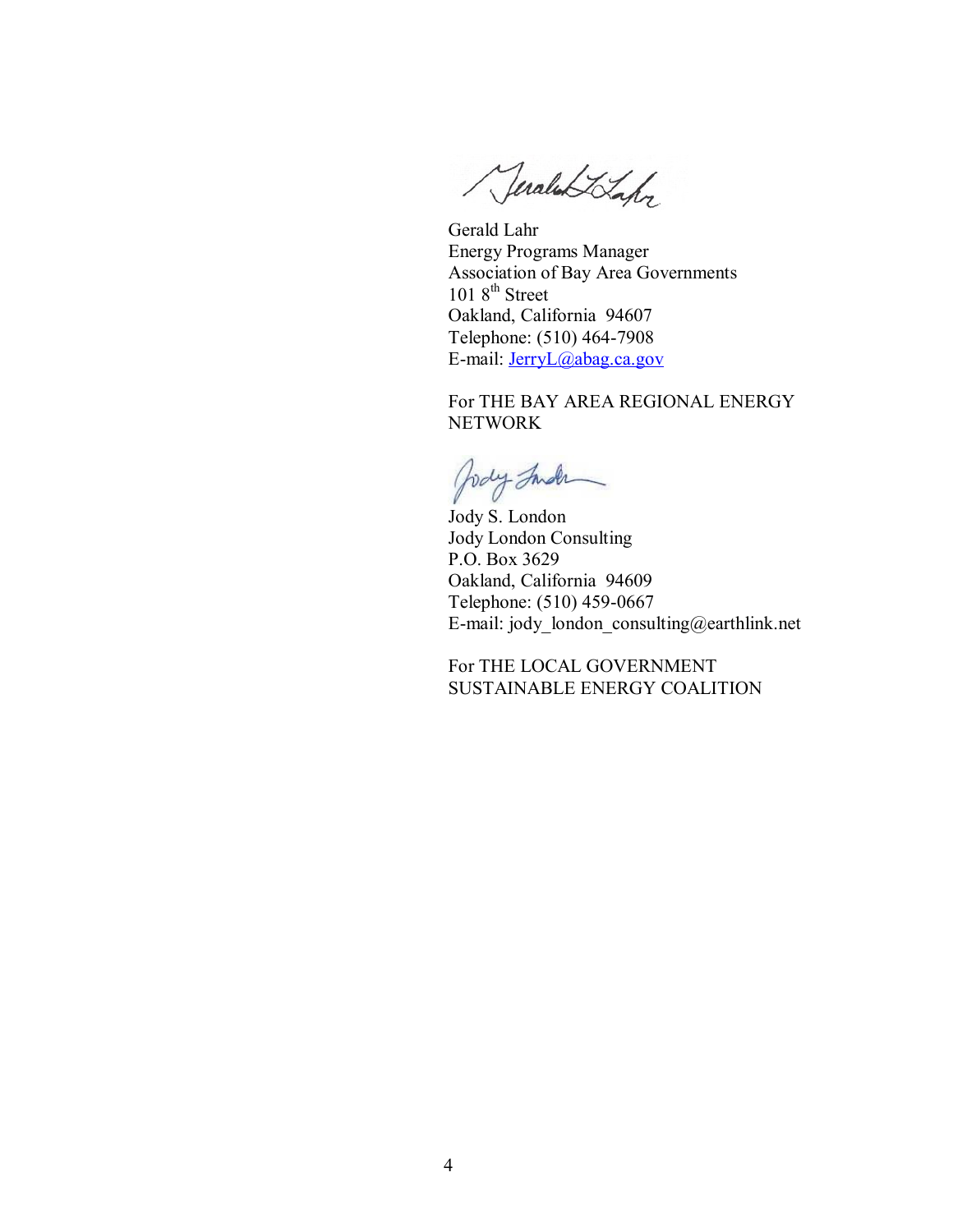Gerald Lahr
Energy Programs Manager
Association of Bay Area Governments
101 8th Street
Oakland, California  94607
Telephone: (510) 464-7908
E-mail: JerryL@abag.ca.gov

For THE BAY AREA REGIONAL ENERGY NETWORK

Jody S. London
Jody London Consulting
P.O. Box 3629
Oakland, California  94609
Telephone: (510) 459-0667
E-mail: jody_london_consulting@earthlink.net

For THE LOCAL GOVERNMENT SUSTAINABLE ENERGY COALITION